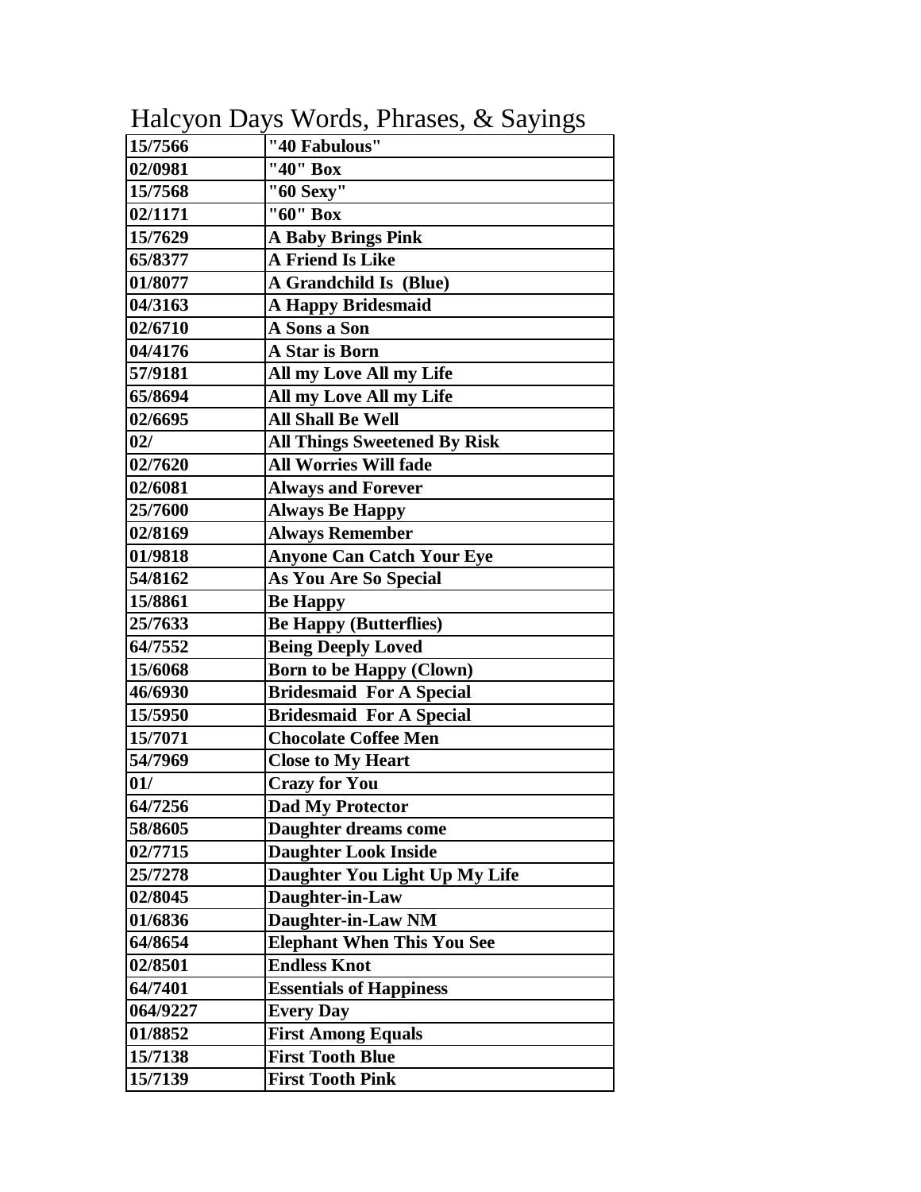# Halcyon Days Words, Phrases, & Sayings

| | |
|---|---|
| 15/7566 | "40 Fabulous" |
| 02/0981 | "40" Box |
| 15/7568 | "60 Sexy" |
| 02/1171 | "60" Box |
| 15/7629 | A Baby Brings Pink |
| 65/8377 | A Friend Is Like |
| 01/8077 | A Grandchild Is (Blue) |
| 04/3163 | A Happy Bridesmaid |
| 02/6710 | A Sons a Son |
| 04/4176 | A Star is Born |
| 57/9181 | All my Love All my Life |
| 65/8694 | All my Love All my Life |
| 02/6695 | All Shall Be Well |
| 02/ | All Things Sweetened By Risk |
| 02/7620 | All Worries Will fade |
| 02/6081 | Always and Forever |
| 25/7600 | Always Be Happy |
| 02/8169 | Always Remember |
| 01/9818 | Anyone Can Catch Your Eye |
| 54/8162 | As You Are So Special |
| 15/8861 | Be Happy |
| 25/7633 | Be Happy (Butterflies) |
| 64/7552 | Being Deeply Loved |
| 15/6068 | Born to be Happy (Clown) |
| 46/6930 | Bridesmaid For A Special |
| 15/5950 | Bridesmaid For A Special |
| 15/7071 | Chocolate Coffee Men |
| 54/7969 | Close to My Heart |
| 01/ | Crazy for You |
| 64/7256 | Dad My Protector |
| 58/8605 | Daughter dreams come |
| 02/7715 | Daughter Look Inside |
| 25/7278 | Daughter You Light Up My Life |
| 02/8045 | Daughter-in-Law |
| 01/6836 | Daughter-in-Law NM |
| 64/8654 | Elephant When This You See |
| 02/8501 | Endless Knot |
| 64/7401 | Essentials of Happiness |
| 064/9227 | Every Day |
| 01/8852 | First Among Equals |
| 15/7138 | First Tooth Blue |
| 15/7139 | First Tooth Pink |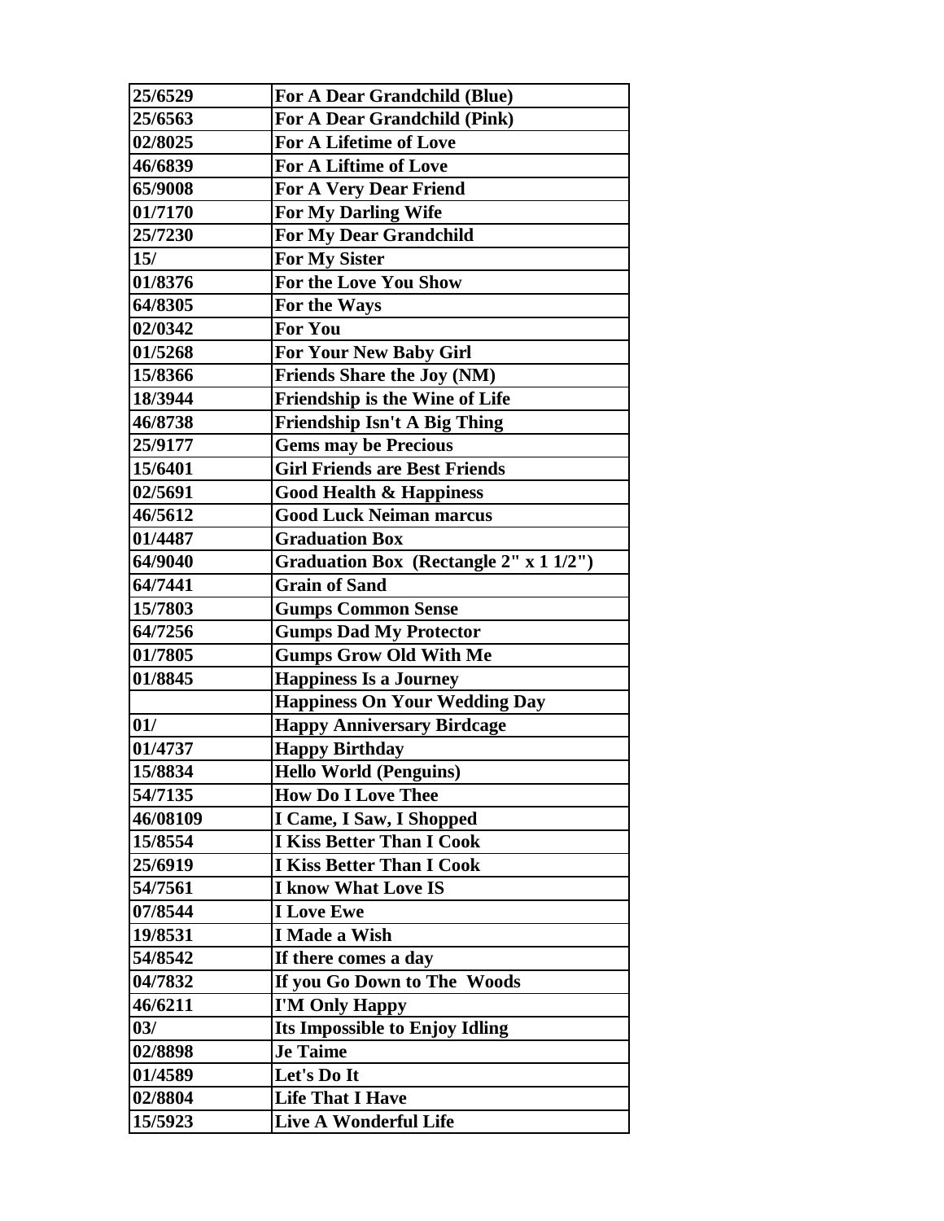| 25/6529 | For A Dear Grandchild (Blue) |
|---|---|
| 25/6563 | For A Dear Grandchild (Pink) |
| 02/8025 | For A Lifetime of Love |
| 46/6839 | For A Liftime of Love |
| 65/9008 | For A Very Dear Friend |
| 01/7170 | For My Darling Wife |
| 25/7230 | For My Dear Grandchild |
| 15/ | For My Sister |
| 01/8376 | For the Love You Show |
| 64/8305 | For the Ways |
| 02/0342 | For You |
| 01/5268 | For Your New Baby Girl |
| 15/8366 | Friends Share the Joy (NM) |
| 18/3944 | Friendship is the Wine of Life |
| 46/8738 | Friendship Isn't A Big Thing |
| 25/9177 | Gems may be Precious |
| 15/6401 | Girl Friends are Best Friends |
| 02/5691 | Good Health & Happiness |
| 46/5612 | Good Luck Neiman marcus |
| 01/4487 | Graduation Box |
| 64/9040 | Graduation Box (Rectangle 2" x 1 1/2") |
| 64/7441 | Grain of Sand |
| 15/7803 | Gumps Common Sense |
| 64/7256 | Gumps Dad My Protector |
| 01/7805 | Gumps Grow Old With Me |
| 01/8845 | Happiness Is a Journey |
| | Happiness On Your Wedding Day |
| 01/ | Happy Anniversary Birdcage |
| 01/4737 | Happy Birthday |
| 15/8834 | Hello World (Penguins) |
| 54/7135 | How Do I Love Thee |
| 46/08109 | I Came, I Saw, I Shopped |
| 15/8554 | I Kiss Better Than I Cook |
| 25/6919 | I Kiss Better Than I Cook |
| 54/7561 | I know What Love IS |
| 07/8544 | I Love Ewe |
| 19/8531 | I Made a Wish |
| 54/8542 | If there comes a day |
| 04/7832 | If you Go Down to The Woods |
| 46/6211 | I'M Only Happy |
| 03/ | Its Impossible to Enjoy Idling |
| 02/8898 | Je Taime |
| 01/4589 | Let's Do It |
| 02/8804 | Life That I Have |
| 15/5923 | Live A Wonderful Life |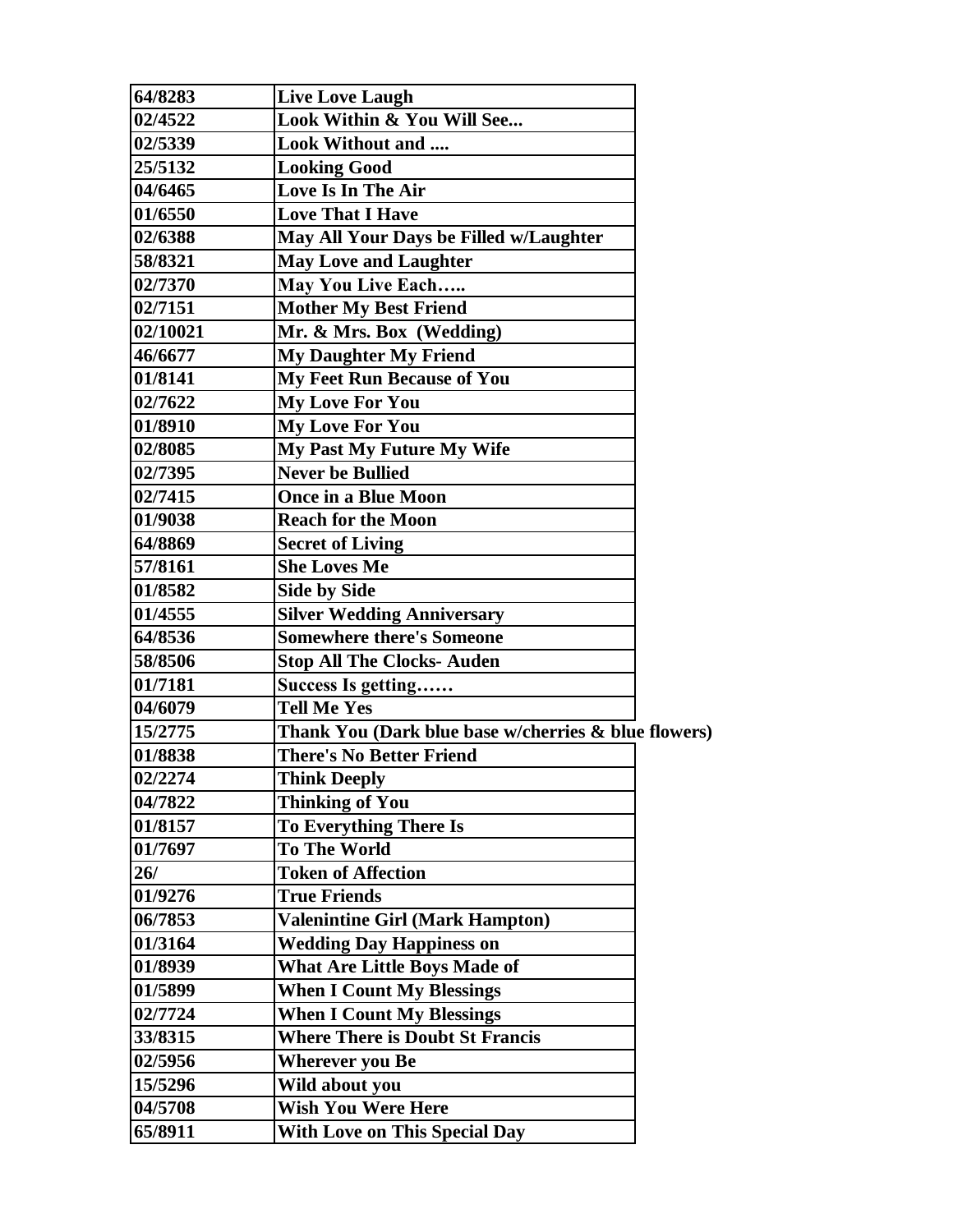| 64/8283 | Live Love Laugh |
| --- | --- |
| 02/4522 | Look Within & You Will See... |
| 02/5339 | Look Without and .... |
| 25/5132 | Looking Good |
| 04/6465 | Love Is In The Air |
| 01/6550 | Love That I Have |
| 02/6388 | May All Your Days be Filled w/Laughter |
| 58/8321 | May Love and Laughter |
| 02/7370 | May You Live Each….. |
| 02/7151 | Mother My Best Friend |
| 02/10021 | Mr. & Mrs. Box (Wedding) |
| 46/6677 | My Daughter My Friend |
| 01/8141 | My Feet Run Because of You |
| 02/7622 | My Love For You |
| 01/8910 | My Love For You |
| 02/8085 | My Past My Future My Wife |
| 02/7395 | Never be Bullied |
| 02/7415 | Once in a Blue Moon |
| 01/9038 | Reach for the Moon |
| 64/8869 | Secret of Living |
| 57/8161 | She Loves Me |
| 01/8582 | Side by Side |
| 01/4555 | Silver Wedding Anniversary |
| 64/8536 | Somewhere there's Someone |
| 58/8506 | Stop All The Clocks- Auden |
| 01/7181 | Success Is getting…… |
| 04/6079 | Tell Me Yes |
| 15/2775 | Thank You (Dark blue base w/cherries & blue flowers) |
| 01/8838 | There's No Better Friend |
| 02/2274 | Think Deeply |
| 04/7822 | Thinking of You |
| 01/8157 | To Everything There Is |
| 01/7697 | To The World |
| 26/ | Token of Affection |
| 01/9276 | True Friends |
| 06/7853 | Valenintine Girl (Mark Hampton) |
| 01/3164 | Wedding Day Happiness on |
| 01/8939 | What Are Little Boys Made of |
| 01/5899 | When I Count My Blessings |
| 02/7724 | When I Count My Blessings |
| 33/8315 | Where There is Doubt St Francis |
| 02/5956 | Wherever you Be |
| 15/5296 | Wild about you |
| 04/5708 | Wish You Were Here |
| 65/8911 | With Love on This Special Day |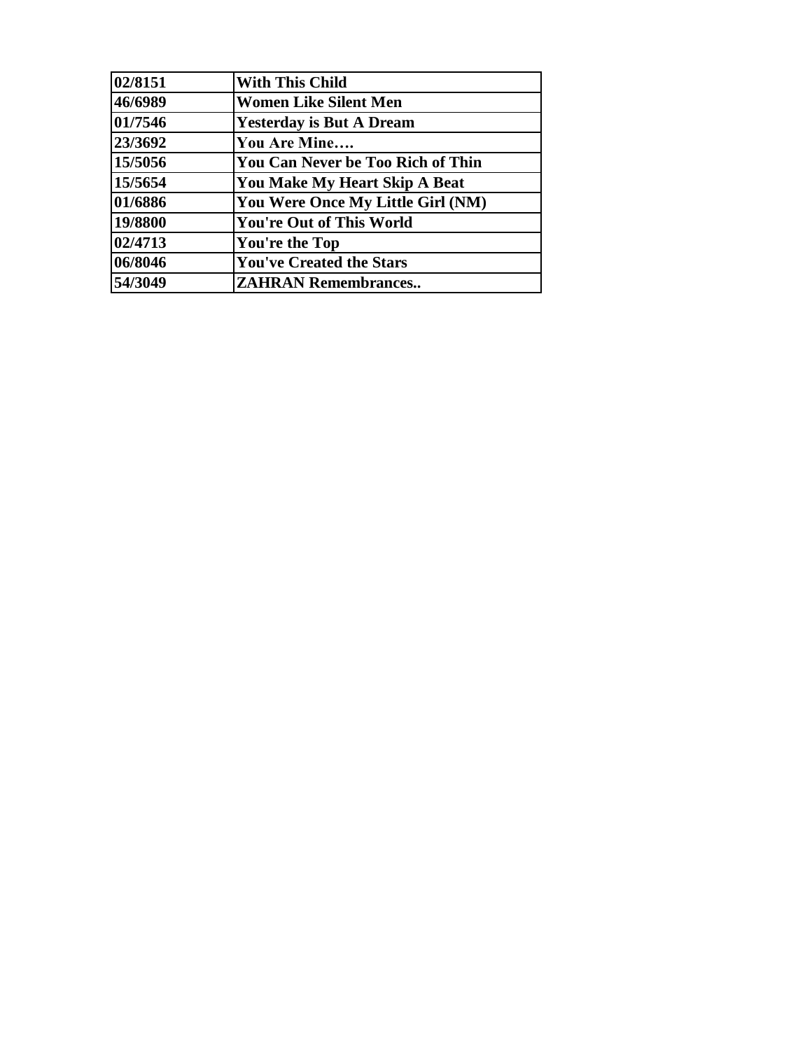| | |
|---|---|
| **02/8151** | **With This Child** |
| **46/6989** | **Women Like Silent Men** |
| **01/7546** | **Yesterday is But A Dream** |
| **23/3692** | **You Are Mine….** |
| **15/5056** | **You Can Never be Too Rich of Thin** |
| **15/5654** | **You Make My Heart Skip A Beat** |
| **01/6886** | **You Were Once My Little Girl (NM)** |
| **19/8800** | **You're Out of This World** |
| **02/4713** | **You're the Top** |
| **06/8046** | **You've Created the Stars** |
| **54/3049** | **ZAHRAN Remembrances..** |